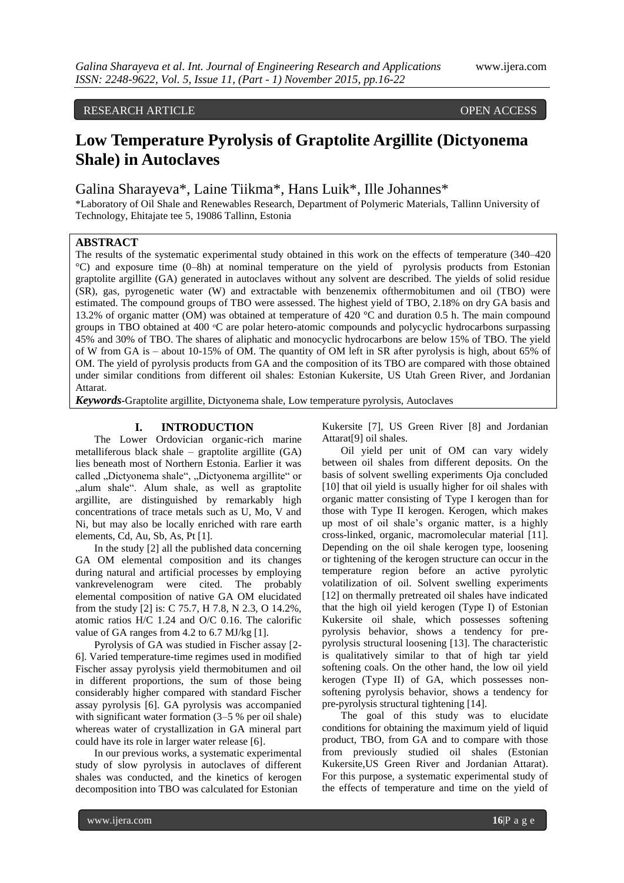RESEARCH ARTICLE OPEN ACCESS

# Low Temperature Pyrolysis of Graptolite Argillite (Dictyonema Shale) in Autoclaves

Galina Sharayeva*, Laine Tiikma*, Hans Luik*, Ille Johannes*

*Laboratory of Oil Shale and Renewables Research, Department of Polymeric Materials, Tallinn University of Technology, Ehitajate tee 5, 19086 Tallinn, Estonia

## ABSTRACT

The results of the systematic experimental study obtained in this work on the effects of temperature (340–420 °C) and exposure time (0–8h) at nominal temperature on the yield of pyrolysis products from Estonian graptolite argillite (GA) generated in autoclaves without any solvent are described. The yields of solid residue (SR), gas, pyrogenetic water (W) and extractable with benzenemix ofthermobitumen and oil (TBO) were estimated. The compound groups of TBO were assessed. The highest yield of TBO, 2.18% on dry GA basis and 13.2% of organic matter (OM) was obtained at temperature of 420 °C and duration 0.5 h. The main compound groups in TBO obtained at 400 °C are polar hetero-atomic compounds and polycyclic hydrocarbons surpassing 45% and 30% of TBO. The shares of aliphatic and monocyclic hydrocarbons are below 15% of TBO. The yield of W from GA is – about 10-15% of OM. The quantity of OM left in SR after pyrolysis is high, about 65% of OM. The yield of pyrolysis products from GA and the composition of its TBO are compared with those obtained under similar conditions from different oil shales: Estonian Kukersite, US Utah Green River, and Jordanian Attarat.

***Keywords*****-**Graptolite argillite, Dictyonema shale, Low temperature pyrolysis, Autoclaves

## I. INTRODUCTION

The Lower Ordovician organic-rich marine metalliferous black shale – graptolite argillite (GA) lies beneath most of Northern Estonia. Earlier it was called „Dictyonema shale", „Dictyonema argillite" or „alum shale". Alum shale, as well as graptolite argillite, are distinguished by remarkably high concentrations of trace metals such as U, Mo, V and Ni, but may also be locally enriched with rare earth elements, Cd, Au, Sb, As, Pt [1].

In the study [2] all the published data concerning GA OM elemental composition and its changes during natural and artificial processes by employing vankrevelenogram were cited. The probably elemental composition of native GA OM elucidated from the study [2] is: C 75.7, H 7.8, N 2.3, O 14.2%, atomic ratios H/C 1.24 and O/C 0.16. The calorific value of GA ranges from 4.2 to 6.7 MJ/kg [1].

Pyrolysis of GA was studied in Fischer assay [2-6]. Varied temperature-time regimes used in modified Fischer assay pyrolysis yield thermobitumen and oil in different proportions, the sum of those being considerably higher compared with standard Fischer assay pyrolysis [6]. GA pyrolysis was accompanied with significant water formation (3–5 % per oil shale) whereas water of crystallization in GA mineral part could have its role in larger water release [6].

In our previous works, a systematic experimental study of slow pyrolysis in autoclaves of different shales was conducted, and the kinetics of kerogen decomposition into TBO was calculated for Estonian Kukersite [7], US Green River [8] and Jordanian Attarat[9] oil shales.

Oil yield per unit of OM can vary widely between oil shales from different deposits. On the basis of solvent swelling experiments Oja concluded [10] that oil yield is usually higher for oil shales with organic matter consisting of Type I kerogen than for those with Type II kerogen. Kerogen, which makes up most of oil shale's organic matter, is a highly cross-linked, organic, macromolecular material [11]. Depending on the oil shale kerogen type, loosening or tightening of the kerogen structure can occur in the temperature region before an active pyrolytic volatilization of oil. Solvent swelling experiments [12] on thermally pretreated oil shales have indicated that the high oil yield kerogen (Type I) of Estonian Kukersite oil shale, which possesses softening pyrolysis behavior, shows a tendency for pre-pyrolysis structural loosening [13]. The characteristic is qualitatively similar to that of high tar yield softening coals. On the other hand, the low oil yield kerogen (Type II) of GA, which possesses non-softening pyrolysis behavior, shows a tendency for pre-pyrolysis structural tightening [14].

The goal of this study was to elucidate conditions for obtaining the maximum yield of liquid product, TBO, from GA and to compare with those from previously studied oil shales (Estonian Kukersite,US Green River and Jordanian Attarat). For this purpose, a systematic experimental study of the effects of temperature and time on the yield of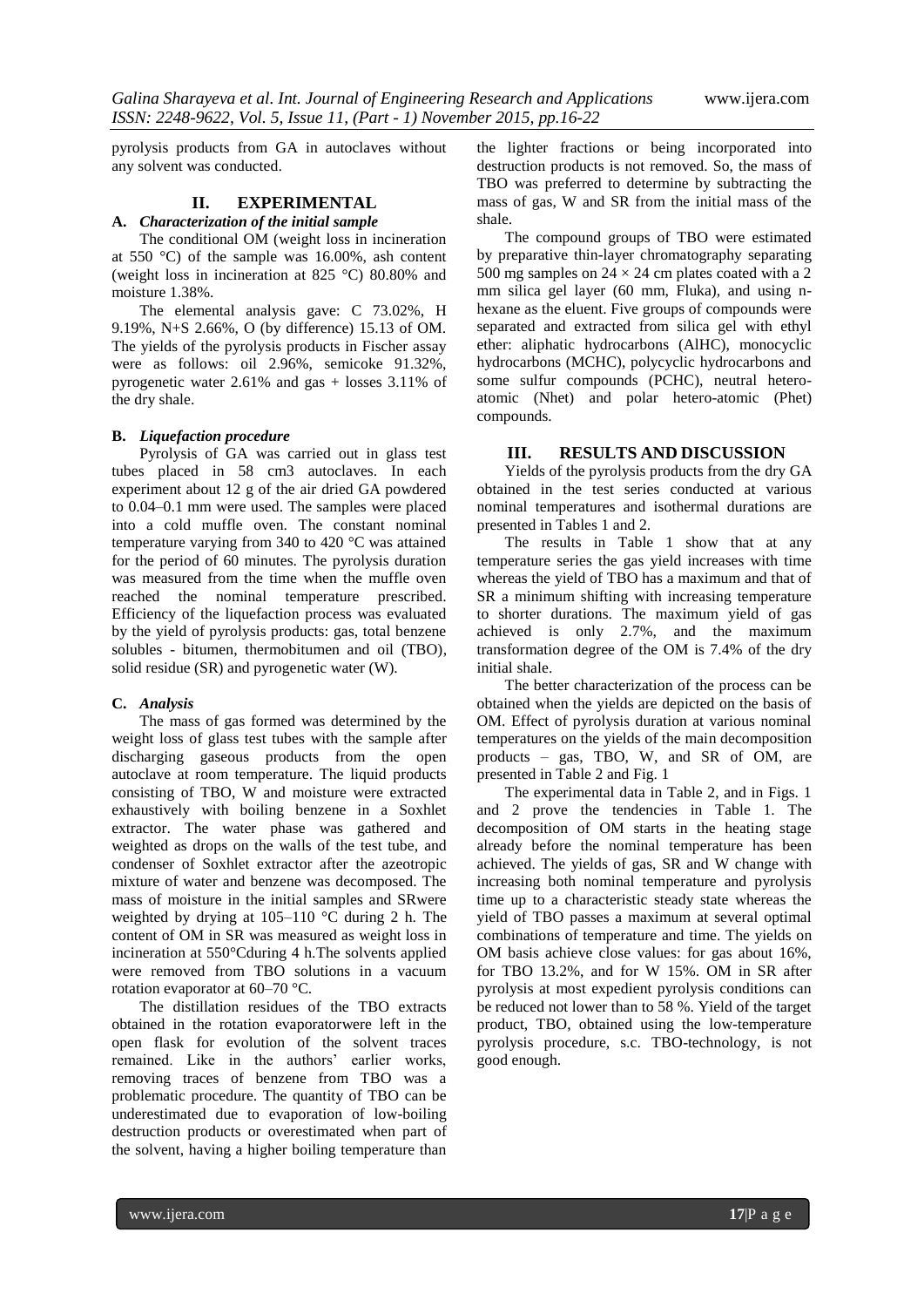pyrolysis products from GA in autoclaves without any solvent was conducted.

## II. EXPERIMENTAL

### A. *Characterization of the initial sample*

The conditional OM (weight loss in incineration at 550 °C) of the sample was 16.00%, ash content (weight loss in incineration at 825 °C) 80.80% and moisture 1.38%.

The elemental analysis gave: C 73.02%, H 9.19%, N+S 2.66%, O (by difference) 15.13 of OM. The yields of the pyrolysis products in Fischer assay were as follows: oil 2.96%, semicoke 91.32%, pyrogenetic water 2.61% and gas + losses 3.11% of the dry shale.

### B. *Liquefaction procedure*

Pyrolysis of GA was carried out in glass test tubes placed in 58 cm3 autoclaves. In each experiment about 12 g of the air dried GA powdered to 0.04–0.1 mm were used. The samples were placed into a cold muffle oven. The constant nominal temperature varying from 340 to 420 °C was attained for the period of 60 minutes. The pyrolysis duration was measured from the time when the muffle oven reached the nominal temperature prescribed. Efficiency of the liquefaction process was evaluated by the yield of pyrolysis products: gas, total benzene solubles - bitumen, thermobitumen and oil (TBO), solid residue (SR) and pyrogenetic water (W).

### C. *Analysis*

The mass of gas formed was determined by the weight loss of glass test tubes with the sample after discharging gaseous products from the open autoclave at room temperature. The liquid products consisting of TBO, W and moisture were extracted exhaustively with boiling benzene in a Soxhlet extractor. The water phase was gathered and weighted as drops on the walls of the test tube, and condenser of Soxhlet extractor after the azeotropic mixture of water and benzene was decomposed. The mass of moisture in the initial samples and SRwere weighted by drying at 105–110 °C during 2 h. The content of OM in SR was measured as weight loss in incineration at 550°Cduring 4 h.The solvents applied were removed from TBO solutions in a vacuum rotation evaporator at 60–70 °C.

The distillation residues of the TBO extracts obtained in the rotation evaporatorwere left in the open flask for evolution of the solvent traces remained. Like in the authors' earlier works, removing traces of benzene from TBO was a problematic procedure. The quantity of TBO can be underestimated due to evaporation of low-boiling destruction products or overestimated when part of the solvent, having a higher boiling temperature than the lighter fractions or being incorporated into destruction products is not removed. So, the mass of TBO was preferred to determine by subtracting the mass of gas, W and SR from the initial mass of the shale.

The compound groups of TBO were estimated by preparative thin-layer chromatography separating 500 mg samples on 24 × 24 cm plates coated with a 2 mm silica gel layer (60 mm, Fluka), and using n-hexane as the eluent. Five groups of compounds were separated and extracted from silica gel with ethyl ether: aliphatic hydrocarbons (AlHC), monocyclic hydrocarbons (MCHC), polycyclic hydrocarbons and some sulfur compounds (PCHC), neutral hetero-atomic (Nhet) and polar hetero-atomic (Phet) compounds.

## III. RESULTS AND DISCUSSION

Yields of the pyrolysis products from the dry GA obtained in the test series conducted at various nominal temperatures and isothermal durations are presented in Tables 1 and 2.

The results in Table 1 show that at any temperature series the gas yield increases with time whereas the yield of TBO has a maximum and that of SR a minimum shifting with increasing temperature to shorter durations. The maximum yield of gas achieved is only 2.7%, and the maximum transformation degree of the OM is 7.4% of the dry initial shale.

The better characterization of the process can be obtained when the yields are depicted on the basis of OM. Effect of pyrolysis duration at various nominal temperatures on the yields of the main decomposition products – gas, TBO, W, and SR of OM, are presented in Table 2 and Fig. 1

The experimental data in Table 2, and in Figs. 1 and 2 prove the tendencies in Table 1. The decomposition of OM starts in the heating stage already before the nominal temperature has been achieved. The yields of gas, SR and W change with increasing both nominal temperature and pyrolysis time up to a characteristic steady state whereas the yield of TBO passes a maximum at several optimal combinations of temperature and time. The yields on OM basis achieve close values: for gas about 16%, for TBO 13.2%, and for W 15%. OM in SR after pyrolysis at most expedient pyrolysis conditions can be reduced not lower than to 58 %. Yield of the target product, TBO, obtained using the low-temperature pyrolysis procedure, s.c. TBO-technology, is not good enough.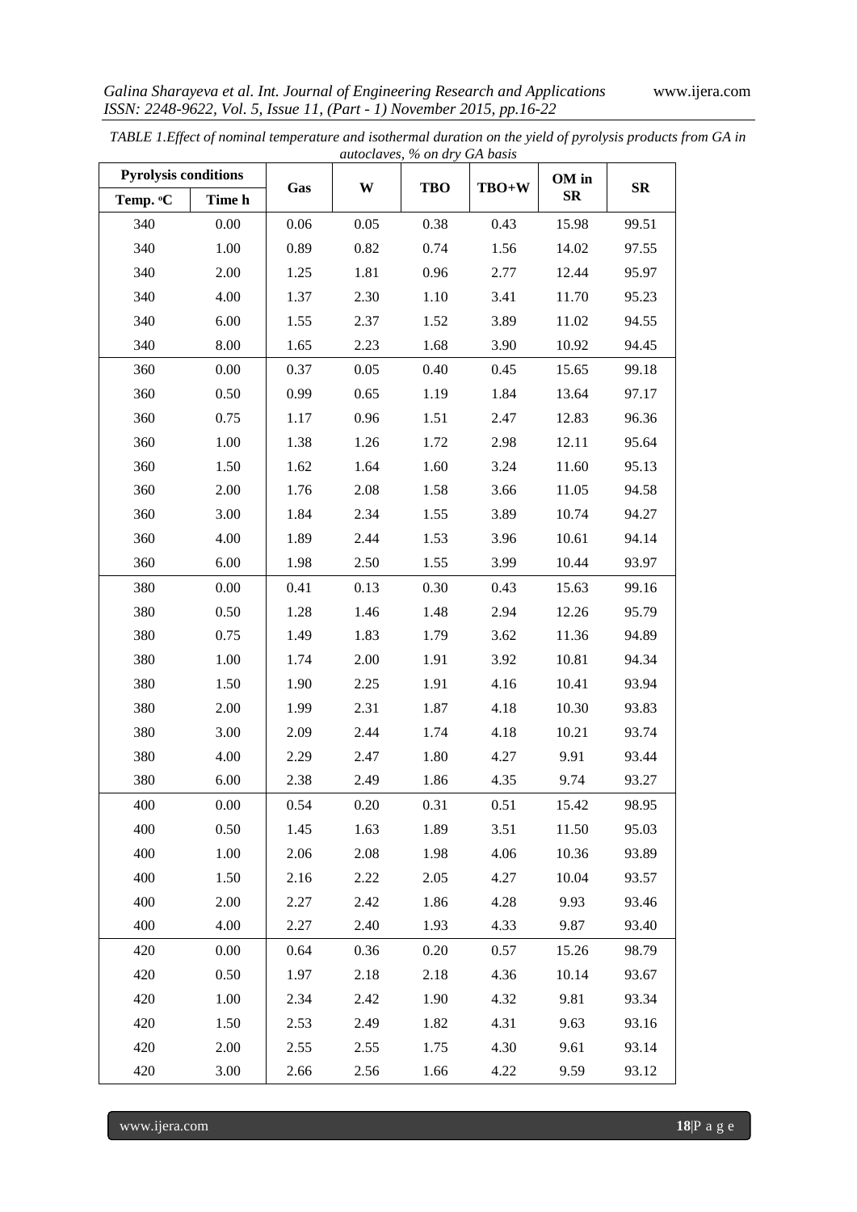TABLE 1.Effect of nominal temperature and isothermal duration on the yield of pyrolysis products from GA in autoclaves, % on dry GA basis

| Pyrolysis conditions | | Gas | W | TBO | TBO+W | OM in SR | SR |
|---|---|---|---|---|---|---|---|
| Temp. °C | Time h | | | | | | |
| 340 | 0.00 | 0.06 | 0.05 | 0.38 | 0.43 | 15.98 | 99.51 |
| 340 | 1.00 | 0.89 | 0.82 | 0.74 | 1.56 | 14.02 | 97.55 |
| 340 | 2.00 | 1.25 | 1.81 | 0.96 | 2.77 | 12.44 | 95.97 |
| 340 | 4.00 | 1.37 | 2.30 | 1.10 | 3.41 | 11.70 | 95.23 |
| 340 | 6.00 | 1.55 | 2.37 | 1.52 | 3.89 | 11.02 | 94.55 |
| 340 | 8.00 | 1.65 | 2.23 | 1.68 | 3.90 | 10.92 | 94.45 |
| 360 | 0.00 | 0.37 | 0.05 | 0.40 | 0.45 | 15.65 | 99.18 |
| 360 | 0.50 | 0.99 | 0.65 | 1.19 | 1.84 | 13.64 | 97.17 |
| 360 | 0.75 | 1.17 | 0.96 | 1.51 | 2.47 | 12.83 | 96.36 |
| 360 | 1.00 | 1.38 | 1.26 | 1.72 | 2.98 | 12.11 | 95.64 |
| 360 | 1.50 | 1.62 | 1.64 | 1.60 | 3.24 | 11.60 | 95.13 |
| 360 | 2.00 | 1.76 | 2.08 | 1.58 | 3.66 | 11.05 | 94.58 |
| 360 | 3.00 | 1.84 | 2.34 | 1.55 | 3.89 | 10.74 | 94.27 |
| 360 | 4.00 | 1.89 | 2.44 | 1.53 | 3.96 | 10.61 | 94.14 |
| 360 | 6.00 | 1.98 | 2.50 | 1.55 | 3.99 | 10.44 | 93.97 |
| 380 | 0.00 | 0.41 | 0.13 | 0.30 | 0.43 | 15.63 | 99.16 |
| 380 | 0.50 | 1.28 | 1.46 | 1.48 | 2.94 | 12.26 | 95.79 |
| 380 | 0.75 | 1.49 | 1.83 | 1.79 | 3.62 | 11.36 | 94.89 |
| 380 | 1.00 | 1.74 | 2.00 | 1.91 | 3.92 | 10.81 | 94.34 |
| 380 | 1.50 | 1.90 | 2.25 | 1.91 | 4.16 | 10.41 | 93.94 |
| 380 | 2.00 | 1.99 | 2.31 | 1.87 | 4.18 | 10.30 | 93.83 |
| 380 | 3.00 | 2.09 | 2.44 | 1.74 | 4.18 | 10.21 | 93.74 |
| 380 | 4.00 | 2.29 | 2.47 | 1.80 | 4.27 | 9.91 | 93.44 |
| 380 | 6.00 | 2.38 | 2.49 | 1.86 | 4.35 | 9.74 | 93.27 |
| 400 | 0.00 | 0.54 | 0.20 | 0.31 | 0.51 | 15.42 | 98.95 |
| 400 | 0.50 | 1.45 | 1.63 | 1.89 | 3.51 | 11.50 | 95.03 |
| 400 | 1.00 | 2.06 | 2.08 | 1.98 | 4.06 | 10.36 | 93.89 |
| 400 | 1.50 | 2.16 | 2.22 | 2.05 | 4.27 | 10.04 | 93.57 |
| 400 | 2.00 | 2.27 | 2.42 | 1.86 | 4.28 | 9.93 | 93.46 |
| 400 | 4.00 | 2.27 | 2.40 | 1.93 | 4.33 | 9.87 | 93.40 |
| 420 | 0.00 | 0.64 | 0.36 | 0.20 | 0.57 | 15.26 | 98.79 |
| 420 | 0.50 | 1.97 | 2.18 | 2.18 | 4.36 | 10.14 | 93.67 |
| 420 | 1.00 | 2.34 | 2.42 | 1.90 | 4.32 | 9.81 | 93.34 |
| 420 | 1.50 | 2.53 | 2.49 | 1.82 | 4.31 | 9.63 | 93.16 |
| 420 | 2.00 | 2.55 | 2.55 | 1.75 | 4.30 | 9.61 | 93.14 |
| 420 | 3.00 | 2.66 | 2.56 | 1.66 | 4.22 | 9.59 | 93.12 |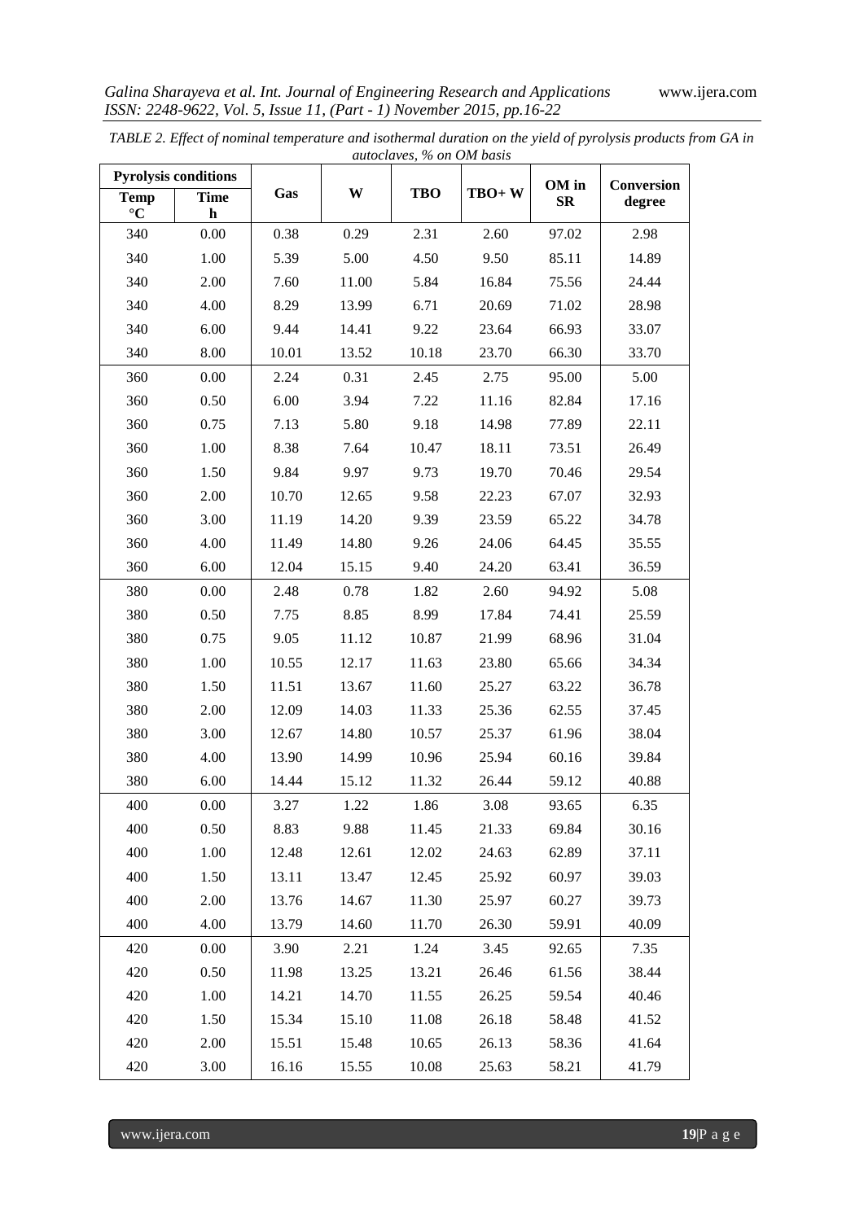*TABLE 2. Effect of nominal temperature and isothermal duration on the yield of pyrolysis products from GA in autoclaves, % on OM basis*

| Pyrolysis conditions | | Gas | W | TBO | TBO+ W | OM in SR | Conversion degree |
|---|---|---|---|---|---|---|---|
| Temp °C | Time h | | | | | | |
| 340 | 0.00 | 0.38 | 0.29 | 2.31 | 2.60 | 97.02 | 2.98 |
| 340 | 1.00 | 5.39 | 5.00 | 4.50 | 9.50 | 85.11 | 14.89 |
| 340 | 2.00 | 7.60 | 11.00 | 5.84 | 16.84 | 75.56 | 24.44 |
| 340 | 4.00 | 8.29 | 13.99 | 6.71 | 20.69 | 71.02 | 28.98 |
| 340 | 6.00 | 9.44 | 14.41 | 9.22 | 23.64 | 66.93 | 33.07 |
| 340 | 8.00 | 10.01 | 13.52 | 10.18 | 23.70 | 66.30 | 33.70 |
| 360 | 0.00 | 2.24 | 0.31 | 2.45 | 2.75 | 95.00 | 5.00 |
| 360 | 0.50 | 6.00 | 3.94 | 7.22 | 11.16 | 82.84 | 17.16 |
| 360 | 0.75 | 7.13 | 5.80 | 9.18 | 14.98 | 77.89 | 22.11 |
| 360 | 1.00 | 8.38 | 7.64 | 10.47 | 18.11 | 73.51 | 26.49 |
| 360 | 1.50 | 9.84 | 9.97 | 9.73 | 19.70 | 70.46 | 29.54 |
| 360 | 2.00 | 10.70 | 12.65 | 9.58 | 22.23 | 67.07 | 32.93 |
| 360 | 3.00 | 11.19 | 14.20 | 9.39 | 23.59 | 65.22 | 34.78 |
| 360 | 4.00 | 11.49 | 14.80 | 9.26 | 24.06 | 64.45 | 35.55 |
| 360 | 6.00 | 12.04 | 15.15 | 9.40 | 24.20 | 63.41 | 36.59 |
| 380 | 0.00 | 2.48 | 0.78 | 1.82 | 2.60 | 94.92 | 5.08 |
| 380 | 0.50 | 7.75 | 8.85 | 8.99 | 17.84 | 74.41 | 25.59 |
| 380 | 0.75 | 9.05 | 11.12 | 10.87 | 21.99 | 68.96 | 31.04 |
| 380 | 1.00 | 10.55 | 12.17 | 11.63 | 23.80 | 65.66 | 34.34 |
| 380 | 1.50 | 11.51 | 13.67 | 11.60 | 25.27 | 63.22 | 36.78 |
| 380 | 2.00 | 12.09 | 14.03 | 11.33 | 25.36 | 62.55 | 37.45 |
| 380 | 3.00 | 12.67 | 14.80 | 10.57 | 25.37 | 61.96 | 38.04 |
| 380 | 4.00 | 13.90 | 14.99 | 10.96 | 25.94 | 60.16 | 39.84 |
| 380 | 6.00 | 14.44 | 15.12 | 11.32 | 26.44 | 59.12 | 40.88 |
| 400 | 0.00 | 3.27 | 1.22 | 1.86 | 3.08 | 93.65 | 6.35 |
| 400 | 0.50 | 8.83 | 9.88 | 11.45 | 21.33 | 69.84 | 30.16 |
| 400 | 1.00 | 12.48 | 12.61 | 12.02 | 24.63 | 62.89 | 37.11 |
| 400 | 1.50 | 13.11 | 13.47 | 12.45 | 25.92 | 60.97 | 39.03 |
| 400 | 2.00 | 13.76 | 14.67 | 11.30 | 25.97 | 60.27 | 39.73 |
| 400 | 4.00 | 13.79 | 14.60 | 11.70 | 26.30 | 59.91 | 40.09 |
| 420 | 0.00 | 3.90 | 2.21 | 1.24 | 3.45 | 92.65 | 7.35 |
| 420 | 0.50 | 11.98 | 13.25 | 13.21 | 26.46 | 61.56 | 38.44 |
| 420 | 1.00 | 14.21 | 14.70 | 11.55 | 26.25 | 59.54 | 40.46 |
| 420 | 1.50 | 15.34 | 15.10 | 11.08 | 26.18 | 58.48 | 41.52 |
| 420 | 2.00 | 15.51 | 15.48 | 10.65 | 26.13 | 58.36 | 41.64 |
| 420 | 3.00 | 16.16 | 15.55 | 10.08 | 25.63 | 58.21 | 41.79 |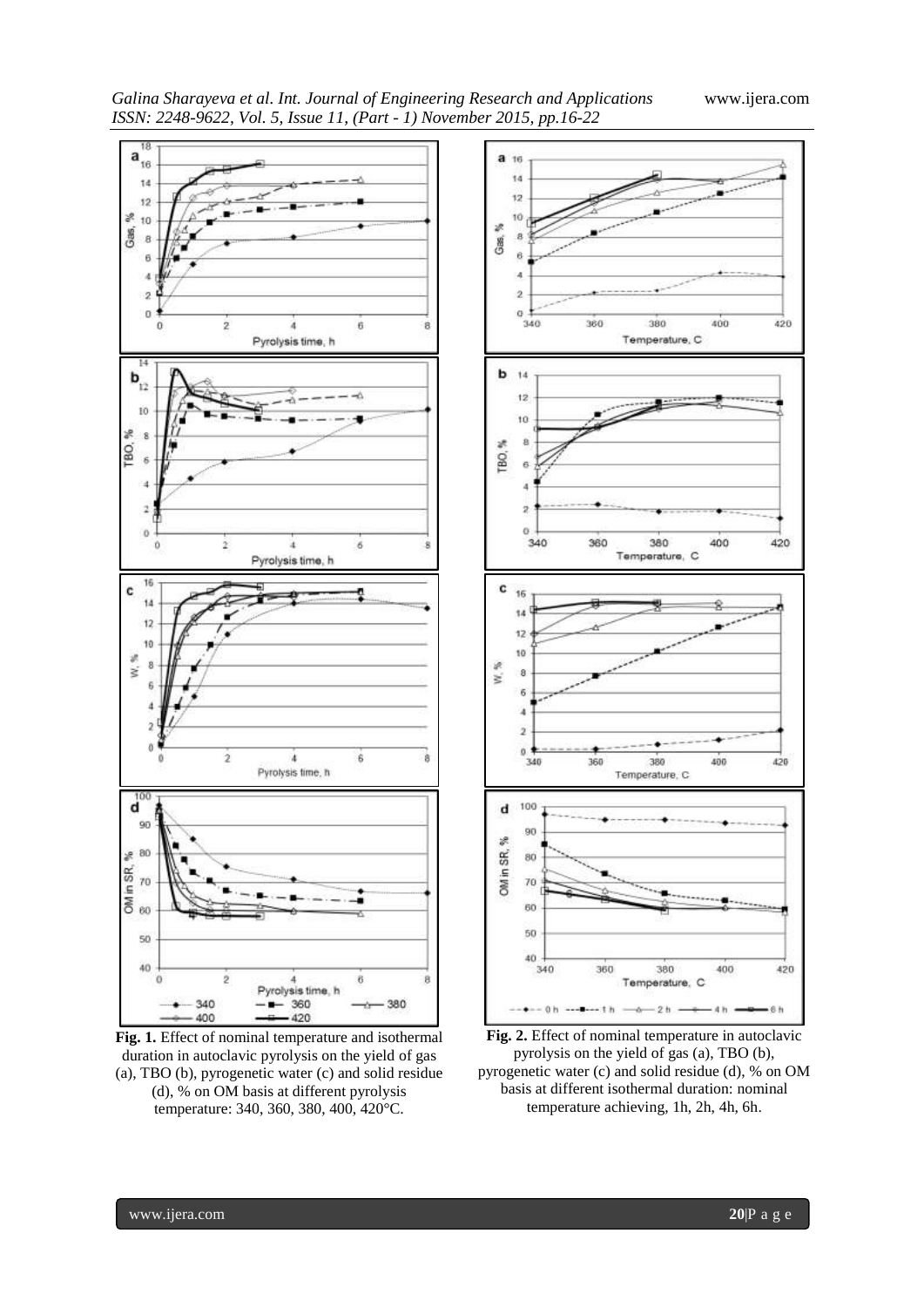**Fig. 1.** Effect of nominal temperature and isothermal duration in autoclavic pyrolysis on the yield of gas (a), TBO (b), pyrogenetic water (c) and solid residue (d), % on OM basis at different pyrolysis temperature: 340, 360, 380, 400, 420°C.

**Fig. 2.** Effect of nominal temperature in autoclavic pyrolysis on the yield of gas (a), TBO (b), pyrogenetic water (c) and solid residue (d), % on OM basis at different isothermal duration: nominal temperature achieving, 1h, 2h, 4h, 6h.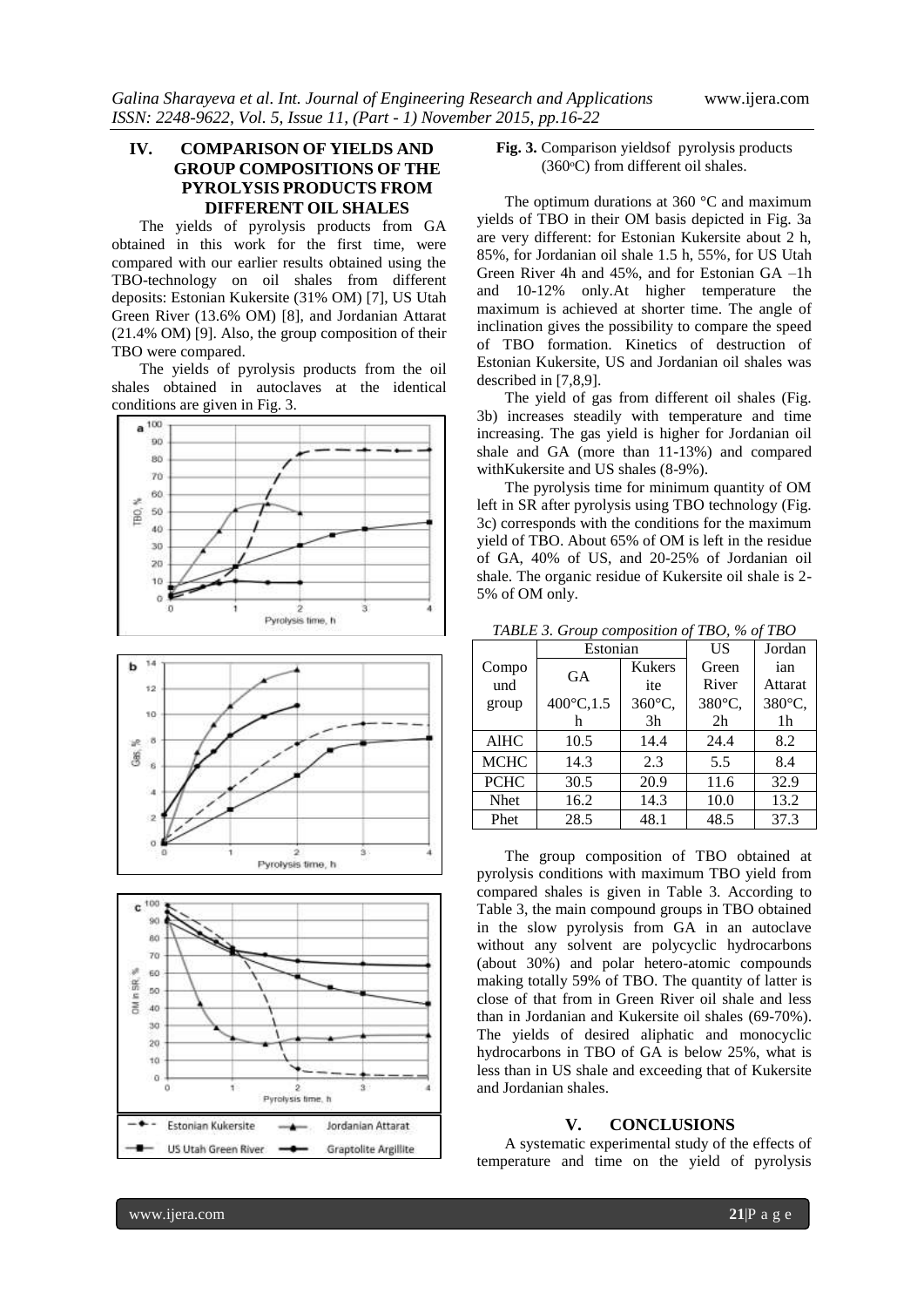## IV. COMPARISON OF YIELDS AND GROUP COMPOSITIONS OF THE PYROLYSIS PRODUCTS FROM DIFFERENT OIL SHALES

The yields of pyrolysis products from GA obtained in this work for the first time, were compared with our earlier results obtained using the TBO-technology on oil shales from different deposits: Estonian Kukersite (31% OM) [7], US Utah Green River (13.6% OM) [8], and Jordanian Attarat (21.4% OM) [9]. Also, the group composition of their TBO were compared.

The yields of pyrolysis products from the oil shales obtained in autoclaves at the identical conditions are given in Fig. 3.

**Fig. 3.** Comparison yieldsof pyrolysis products (360°C) from different oil shales.

The optimum durations at 360 °C and maximum yields of TBO in their OM basis depicted in Fig. 3a are very different: for Estonian Kukersite about 2 h, 85%, for Jordanian oil shale 1.5 h, 55%, for US Utah Green River 4h and 45%, and for Estonian GA –1h and 10-12% only.At higher temperature the maximum is achieved at shorter time. The angle of inclination gives the possibility to compare the speed of TBO formation. Kinetics of destruction of Estonian Kukersite, US and Jordanian oil shales was described in [7,8,9].

The yield of gas from different oil shales (Fig. 3b) increases steadily with temperature and time increasing. The gas yield is higher for Jordanian oil shale and GA (more than 11-13%) and compared withKukersite and US shales (8-9%).

The pyrolysis time for minimum quantity of OM left in SR after pyrolysis using TBO technology (Fig. 3c) corresponds with the conditions for the maximum yield of TBO. About 65% of OM is left in the residue of GA, 40% of US, and 20-25% of Jordanian oil shale. The organic residue of Kukersite oil shale is 2-5% of OM only.

*TABLE 3. Group composition of TBO, % of TBO*

| Compound group | Estonian GA 400°C,1.5 h | Estonian Kukersite 360°C, 3h | US Green River 380°C, 2h | Jordanian Attarat 380°C, 1h |
|---|---|---|---|---|
| AlHC | 10.5 | 14.4 | 24.4 | 8.2 |
| MCHC | 14.3 | 2.3 | 5.5 | 8.4 |
| PCHC | 30.5 | 20.9 | 11.6 | 32.9 |
| Nhet | 16.2 | 14.3 | 10.0 | 13.2 |
| Phet | 28.5 | 48.1 | 48.5 | 37.3 |

The group composition of TBO obtained at pyrolysis conditions with maximum TBO yield from compared shales is given in Table 3. According to Table 3, the main compound groups in TBO obtained in the slow pyrolysis from GA in an autoclave without any solvent are polycyclic hydrocarbons (about 30%) and polar hetero-atomic compounds making totally 59% of TBO. The quantity of latter is close of that from in Green River oil shale and less than in Jordanian and Kukersite oil shales (69-70%). The yields of desired aliphatic and monocyclic hydrocarbons in TBO of GA is below 25%, what is less than in US shale and exceeding that of Kukersite and Jordanian shales.

## V. CONCLUSIONS

A systematic experimental study of the effects of temperature and time on the yield of pyrolysis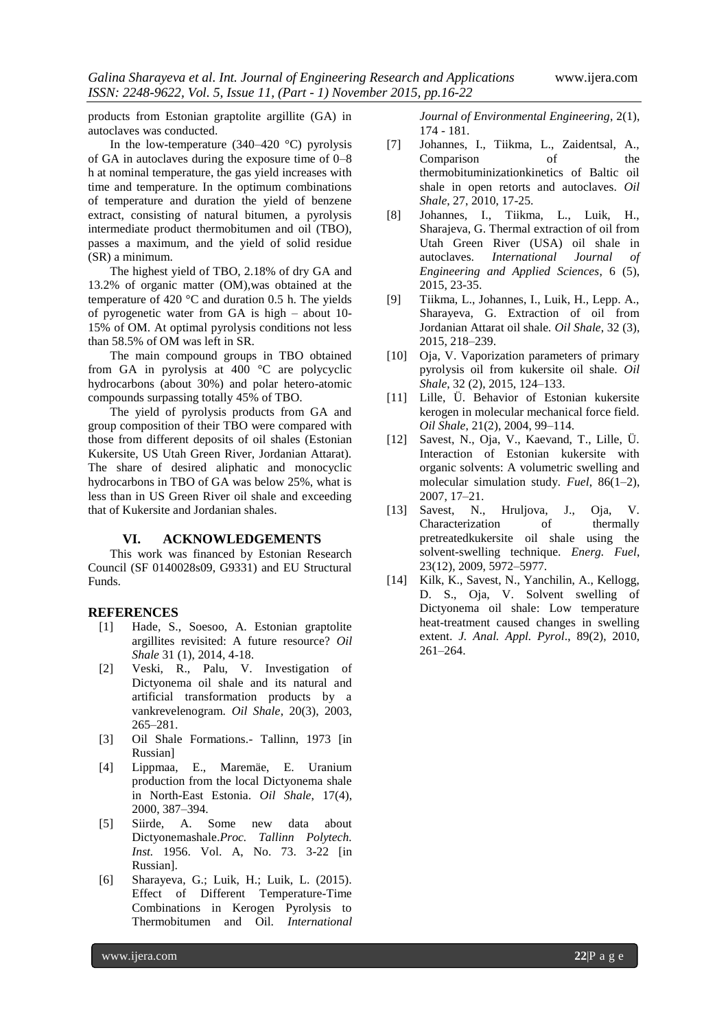products from Estonian graptolite argillite (GA) in autoclaves was conducted.

In the low-temperature (340–420 °C) pyrolysis of GA in autoclaves during the exposure time of 0–8 h at nominal temperature, the gas yield increases with time and temperature. In the optimum combinations of temperature and duration the yield of benzene extract, consisting of natural bitumen, a pyrolysis intermediate product thermobitumen and oil (TBO), passes a maximum, and the yield of solid residue (SR) a minimum.

The highest yield of TBO, 2.18% of dry GA and 13.2% of organic matter (OM),was obtained at the temperature of 420 °C and duration 0.5 h. The yields of pyrogenetic water from GA is high – about 10-15% of OM. At optimal pyrolysis conditions not less than 58.5% of OM was left in SR.

The main compound groups in TBO obtained from GA in pyrolysis at 400 °C are polycyclic hydrocarbons (about 30%) and polar hetero-atomic compounds surpassing totally 45% of TBO.

The yield of pyrolysis products from GA and group composition of their TBO were compared with those from different deposits of oil shales (Estonian Kukersite, US Utah Green River, Jordanian Attarat). The share of desired aliphatic and monocyclic hydrocarbons in TBO of GA was below 25%, what is less than in US Green River oil shale and exceeding that of Kukersite and Jordanian shales.

## VI. ACKNOWLEDGEMENTS

This work was financed by Estonian Research Council (SF 0140028s09, G9331) and EU Structural Funds.

## REFERENCES

[1] Hade, S., Soesoo, A. Estonian graptolite argillites revisited: A future resource? *Oil Shale* 31 (1), 2014, 4-18.

[2] Veski, R., Palu, V. Investigation of Dictyonema oil shale and its natural and artificial transformation products by a vankrevelenogram. *Oil Shale*, 20(3), 2003, 265–281.

[3] Oil Shale Formations.- Tallinn, 1973 [in Russian]

[4] Lippmaa, E., Maremäe, E. Uranium production from the local Dictyonema shale in North-East Estonia. *Oil Shale*, 17(4), 2000, 387–394.

[5] Siirde, A. Some new data about Dictyonemashale.*Proc. Tallinn Polytech. Inst.* 1956. Vol. A, No. 73. 3-22 [in Russian].

[6] Sharayeva, G.; Luik, H.; Luik, L. (2015). Effect of Different Temperature-Time Combinations in Kerogen Pyrolysis to Thermobitumen and Oil. *International Journal of Environmental Engineering*, 2(1), 174 - 181.

[7] Johannes, I., Tiikma, L., Zaidentsal, A., Comparison of the thermobituminizationkinetics of Baltic oil shale in open retorts and autoclaves. *Oil Shale*, 27, 2010, 17-25.

[8] Johannes, I., Tiikma, L., Luik, H., Sharajeva, G. Thermal extraction of oil from Utah Green River (USA) oil shale in autoclaves. *International Journal of Engineering and Applied Sciences*, 6 (5), 2015, 23-35.

[9] Tiikma, L., Johannes, I., Luik, H., Lepp. A., Sharayeva, G. Extraction of oil from Jordanian Attarat oil shale. *Oil Shale*, 32 (3), 2015, 218–239.

[10] Oja, V. Vaporization parameters of primary pyrolysis oil from kukersite oil shale. *Oil Shale*, 32 (2), 2015, 124–133.

[11] Lille, Ü. Behavior of Estonian kukersite kerogen in molecular mechanical force field. *Oil Shale*, 21(2), 2004, 99–114.

[12] Savest, N., Oja, V., Kaevand, T., Lille, Ü. Interaction of Estonian kukersite with organic solvents: A volumetric swelling and molecular simulation study. *Fuel*, 86(1–2), 2007, 17–21.

[13] Savest, N., Hruljova, J., Oja, V. Characterization of thermally pretreatedkukersite oil shale using the solvent-swelling technique. *Energ. Fuel*, 23(12), 2009, 5972–5977.

[14] Kilk, K., Savest, N., Yanchilin, A., Kellogg, D. S., Oja, V. Solvent swelling of Dictyonema oil shale: Low temperature heat-treatment caused changes in swelling extent. *J. Anal. Appl. Pyrol*., 89(2), 2010, 261–264.